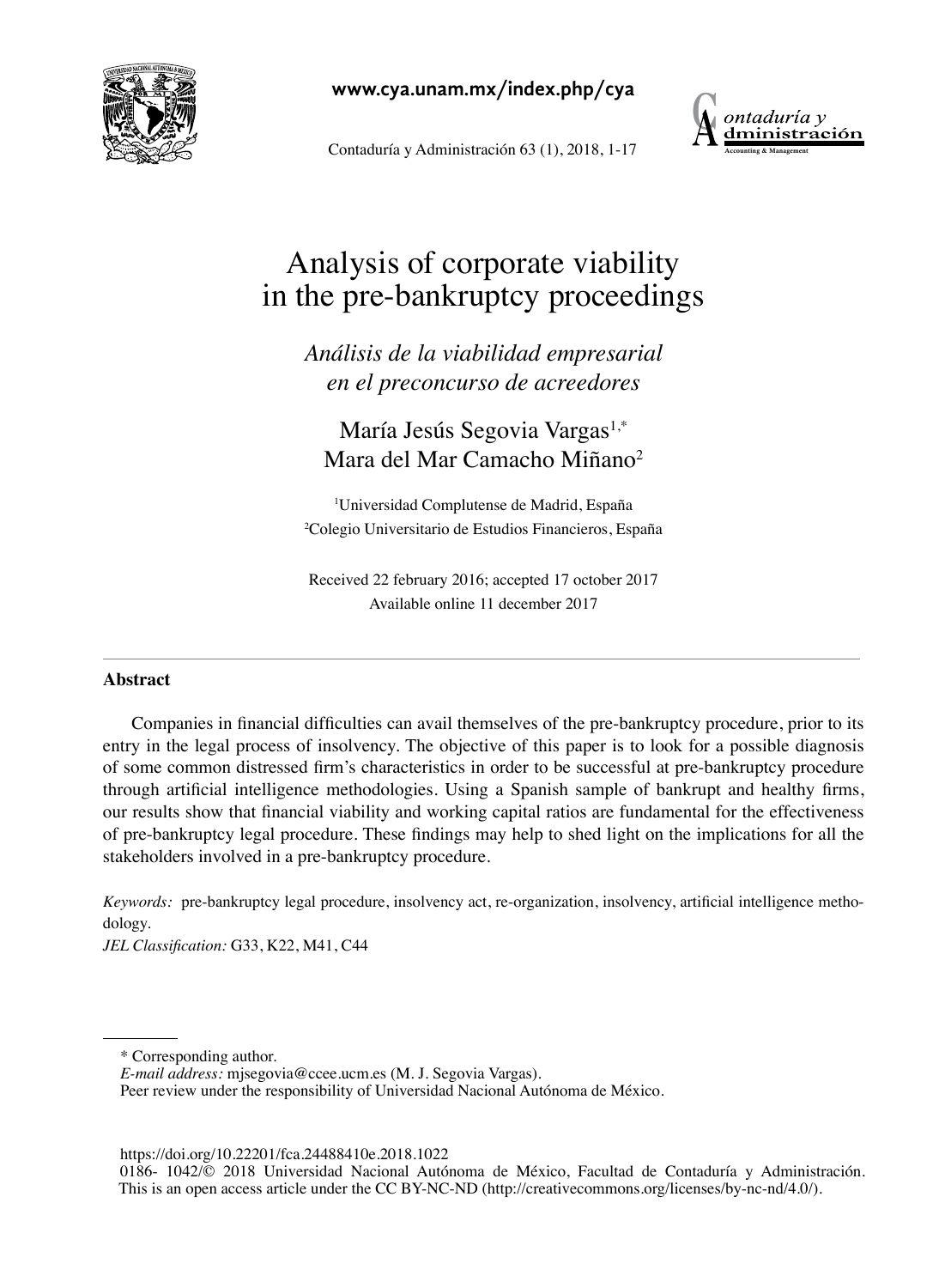# Analysis of corporate viability in the pre-bankruptcy proceedings

*Análisis de la viabilidad empresarial en el preconcurso de acreedores*

María Jesús Segovia Vargas[1,*]
Mara del Mar Camacho Miñano[2]

[1]Universidad Complutense de Madrid, España
[2]Colegio Universitario de Estudios Financieros, España

Received 22 february 2016; accepted 17 october 2017
Available online 11 december 2017

## Abstract

Companies in financial difficulties can avail themselves of the pre-bankruptcy procedure, prior to its entry in the legal process of insolvency. The objective of this paper is to look for a possible diagnosis of some common distressed firm's characteristics in order to be successful at pre-bankruptcy procedure through artificial intelligence methodologies. Using a Spanish sample of bankrupt and healthy firms, our results show that financial viability and working capital ratios are fundamental for the effectiveness of pre-bankruptcy legal procedure. These findings may help to shed light on the implications for all the stakeholders involved in a pre-bankruptcy procedure.

*Keywords:* pre-bankruptcy legal procedure, insolvency act, re-organization, insolvency, artificial intelligence methodology.

*JEL Classification:* G33, K22, M41, C44

---

\* Corresponding author.
*E-mail address:* mjsegovia@ccee.ucm.es (M. J. Segovia Vargas).
Peer review under the responsibility of Universidad Nacional Autónoma de México.

https://doi.org/10.22201/fca.24488410e.2018.1022
0186- 1042/© 2018 Universidad Nacional Autónoma de México, Facultad de Contaduría y Administración. This is an open access article under the CC BY-NC-ND (http://creativecommons.org/licenses/by-nc-nd/4.0/).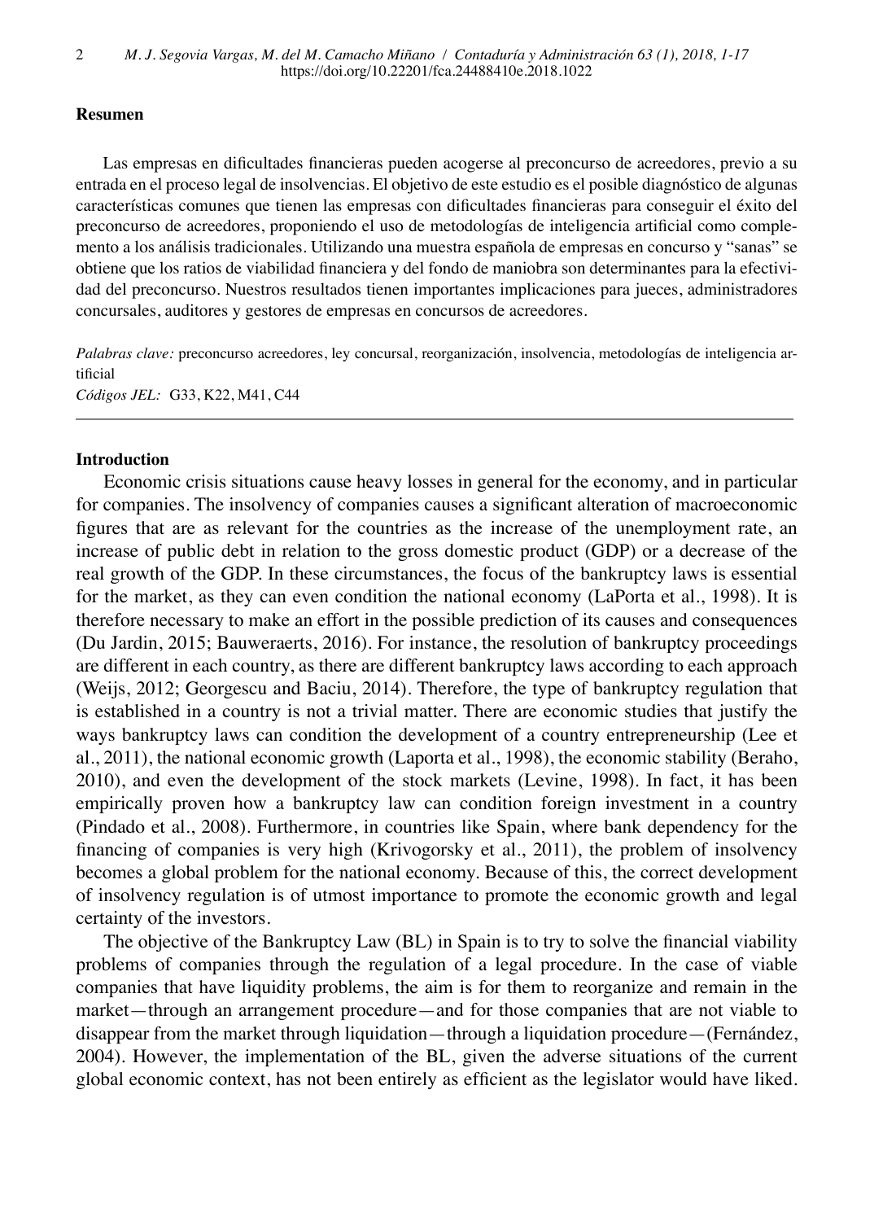**Resumen**

Las empresas en dificultades financieras pueden acogerse al preconcurso de acreedores, previo a su entrada en el proceso legal de insolvencias. El objetivo de este estudio es el posible diagnóstico de algunas características comunes que tienen las empresas con dificultades financieras para conseguir el éxito del preconcurso de acreedores, proponiendo el uso de metodologías de inteligencia artificial como complemento a los análisis tradicionales. Utilizando una muestra española de empresas en concurso y "sanas" se obtiene que los ratios de viabilidad financiera y del fondo de maniobra son determinantes para la efectividad del preconcurso. Nuestros resultados tienen importantes implicaciones para jueces, administradores concursales, auditores y gestores de empresas en concursos de acreedores.

*Palabras clave:* preconcurso acreedores, ley concursal, reorganización, insolvencia, metodologías de inteligencia artificial

*Códigos JEL:* G33, K22, M41, C44

---

**Introduction**

Economic crisis situations cause heavy losses in general for the economy, and in particular for companies. The insolvency of companies causes a significant alteration of macroeconomic figures that are as relevant for the countries as the increase of the unemployment rate, an increase of public debt in relation to the gross domestic product (GDP) or a decrease of the real growth of the GDP. In these circumstances, the focus of the bankruptcy laws is essential for the market, as they can even condition the national economy (LaPorta et al., 1998). It is therefore necessary to make an effort in the possible prediction of its causes and consequences (Du Jardin, 2015; Bauweraerts, 2016). For instance, the resolution of bankruptcy proceedings are different in each country, as there are different bankruptcy laws according to each approach (Weijs, 2012; Georgescu and Baciu, 2014). Therefore, the type of bankruptcy regulation that is established in a country is not a trivial matter. There are economic studies that justify the ways bankruptcy laws can condition the development of a country entrepreneurship (Lee et al., 2011), the national economic growth (Laporta et al., 1998), the economic stability (Beraho, 2010), and even the development of the stock markets (Levine, 1998). In fact, it has been empirically proven how a bankruptcy law can condition foreign investment in a country (Pindado et al., 2008). Furthermore, in countries like Spain, where bank dependency for the financing of companies is very high (Krivogorsky et al., 2011), the problem of insolvency becomes a global problem for the national economy. Because of this, the correct development of insolvency regulation is of utmost importance to promote the economic growth and legal certainty of the investors.

The objective of the Bankruptcy Law (BL) in Spain is to try to solve the financial viability problems of companies through the regulation of a legal procedure. In the case of viable companies that have liquidity problems, the aim is for them to reorganize and remain in the market—through an arrangement procedure—and for those companies that are not viable to disappear from the market through liquidation—through a liquidation procedure—(Fernández, 2004). However, the implementation of the BL, given the adverse situations of the current global economic context, has not been entirely as efficient as the legislator would have liked.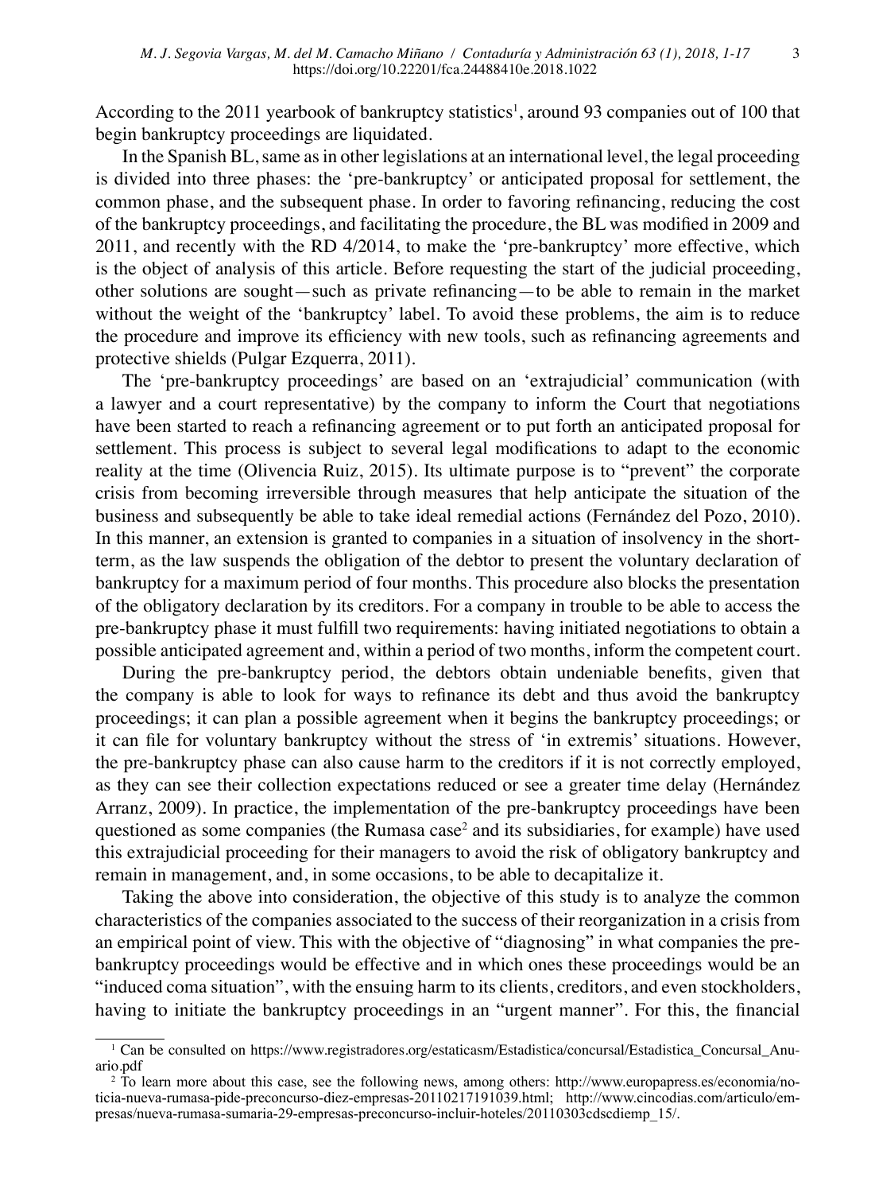According to the 2011 yearbook of bankruptcy statistics[1], around 93 companies out of 100 that begin bankruptcy proceedings are liquidated.

In the Spanish BL, same as in other legislations at an international level, the legal proceeding is divided into three phases: the 'pre-bankruptcy' or anticipated proposal for settlement, the common phase, and the subsequent phase. In order to favoring refinancing, reducing the cost of the bankruptcy proceedings, and facilitating the procedure, the BL was modified in 2009 and 2011, and recently with the RD 4/2014, to make the 'pre-bankruptcy' more effective, which is the object of analysis of this article. Before requesting the start of the judicial proceeding, other solutions are sought—such as private refinancing—to be able to remain in the market without the weight of the 'bankruptcy' label. To avoid these problems, the aim is to reduce the procedure and improve its efficiency with new tools, such as refinancing agreements and protective shields (Pulgar Ezquerra, 2011).

The 'pre-bankruptcy proceedings' are based on an 'extrajudicial' communication (with a lawyer and a court representative) by the company to inform the Court that negotiations have been started to reach a refinancing agreement or to put forth an anticipated proposal for settlement. This process is subject to several legal modifications to adapt to the economic reality at the time (Olivencia Ruiz, 2015). Its ultimate purpose is to "prevent" the corporate crisis from becoming irreversible through measures that help anticipate the situation of the business and subsequently be able to take ideal remedial actions (Fernández del Pozo, 2010). In this manner, an extension is granted to companies in a situation of insolvency in the short-term, as the law suspends the obligation of the debtor to present the voluntary declaration of bankruptcy for a maximum period of four months. This procedure also blocks the presentation of the obligatory declaration by its creditors. For a company in trouble to be able to access the pre-bankruptcy phase it must fulfill two requirements: having initiated negotiations to obtain a possible anticipated agreement and, within a period of two months, inform the competent court.

During the pre-bankruptcy period, the debtors obtain undeniable benefits, given that the company is able to look for ways to refinance its debt and thus avoid the bankruptcy proceedings; it can plan a possible agreement when it begins the bankruptcy proceedings; or it can file for voluntary bankruptcy without the stress of 'in extremis' situations. However, the pre-bankruptcy phase can also cause harm to the creditors if it is not correctly employed, as they can see their collection expectations reduced or see a greater time delay (Hernández Arranz, 2009). In practice, the implementation of the pre-bankruptcy proceedings have been questioned as some companies (the Rumasa case[2] and its subsidiaries, for example) have used this extrajudicial proceeding for their managers to avoid the risk of obligatory bankruptcy and remain in management, and, in some occasions, to be able to decapitalize it.

Taking the above into consideration, the objective of this study is to analyze the common characteristics of the companies associated to the success of their reorganization in a crisis from an empirical point of view. This with the objective of "diagnosing" in what companies the pre-bankruptcy proceedings would be effective and in which ones these proceedings would be an "induced coma situation", with the ensuing harm to its clients, creditors, and even stockholders, having to initiate the bankruptcy proceedings in an "urgent manner". For this, the financial

---

[1] Can be consulted on https://www.registradores.org/estaticasm/Estadistica/concursal/Estadistica_Concursal_Anuario.pdf

[2] To learn more about this case, see the following news, among others: http://www.europapress.es/economia/noticia-nueva-rumasa-pide-preconcurso-diez-empresas-20110217191039.html; http://www.cincodias.com/articulo/empresas/nueva-rumasa-sumaria-29-empresas-preconcurso-incluir-hoteles/20110303cdscdiemp_15/.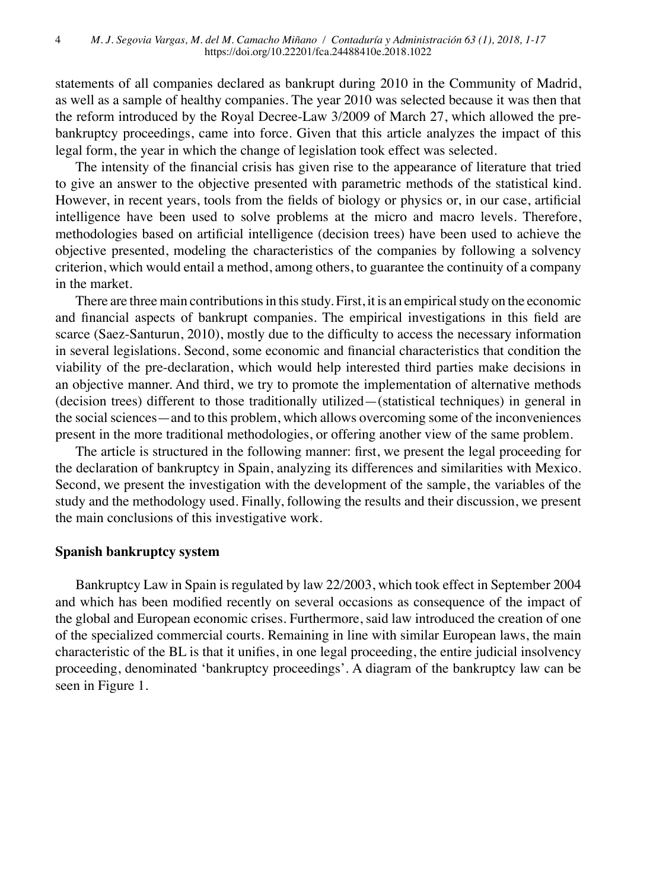statements of all companies declared as bankrupt during 2010 in the Community of Madrid, as well as a sample of healthy companies. The year 2010 was selected because it was then that the reform introduced by the Royal Decree-Law 3/2009 of March 27, which allowed the pre-bankruptcy proceedings, came into force. Given that this article analyzes the impact of this legal form, the year in which the change of legislation took effect was selected.

The intensity of the financial crisis has given rise to the appearance of literature that tried to give an answer to the objective presented with parametric methods of the statistical kind. However, in recent years, tools from the fields of biology or physics or, in our case, artificial intelligence have been used to solve problems at the micro and macro levels. Therefore, methodologies based on artificial intelligence (decision trees) have been used to achieve the objective presented, modeling the characteristics of the companies by following a solvency criterion, which would entail a method, among others, to guarantee the continuity of a company in the market.

There are three main contributions in this study. First, it is an empirical study on the economic and financial aspects of bankrupt companies. The empirical investigations in this field are scarce (Saez-Santurun, 2010), mostly due to the difficulty to access the necessary information in several legislations. Second, some economic and financial characteristics that condition the viability of the pre-declaration, which would help interested third parties make decisions in an objective manner. And third, we try to promote the implementation of alternative methods (decision trees) different to those traditionally utilized—(statistical techniques) in general in the social sciences—and to this problem, which allows overcoming some of the inconveniences present in the more traditional methodologies, or offering another view of the same problem.

The article is structured in the following manner: first, we present the legal proceeding for the declaration of bankruptcy in Spain, analyzing its differences and similarities with Mexico. Second, we present the investigation with the development of the sample, the variables of the study and the methodology used. Finally, following the results and their discussion, we present the main conclusions of this investigative work.

## Spanish bankruptcy system

Bankruptcy Law in Spain is regulated by law 22/2003, which took effect in September 2004 and which has been modified recently on several occasions as consequence of the impact of the global and European economic crises. Furthermore, said law introduced the creation of one of the specialized commercial courts. Remaining in line with similar European laws, the main characteristic of the BL is that it unifies, in one legal proceeding, the entire judicial insolvency proceeding, denominated 'bankruptcy proceedings'. A diagram of the bankruptcy law can be seen in Figure 1.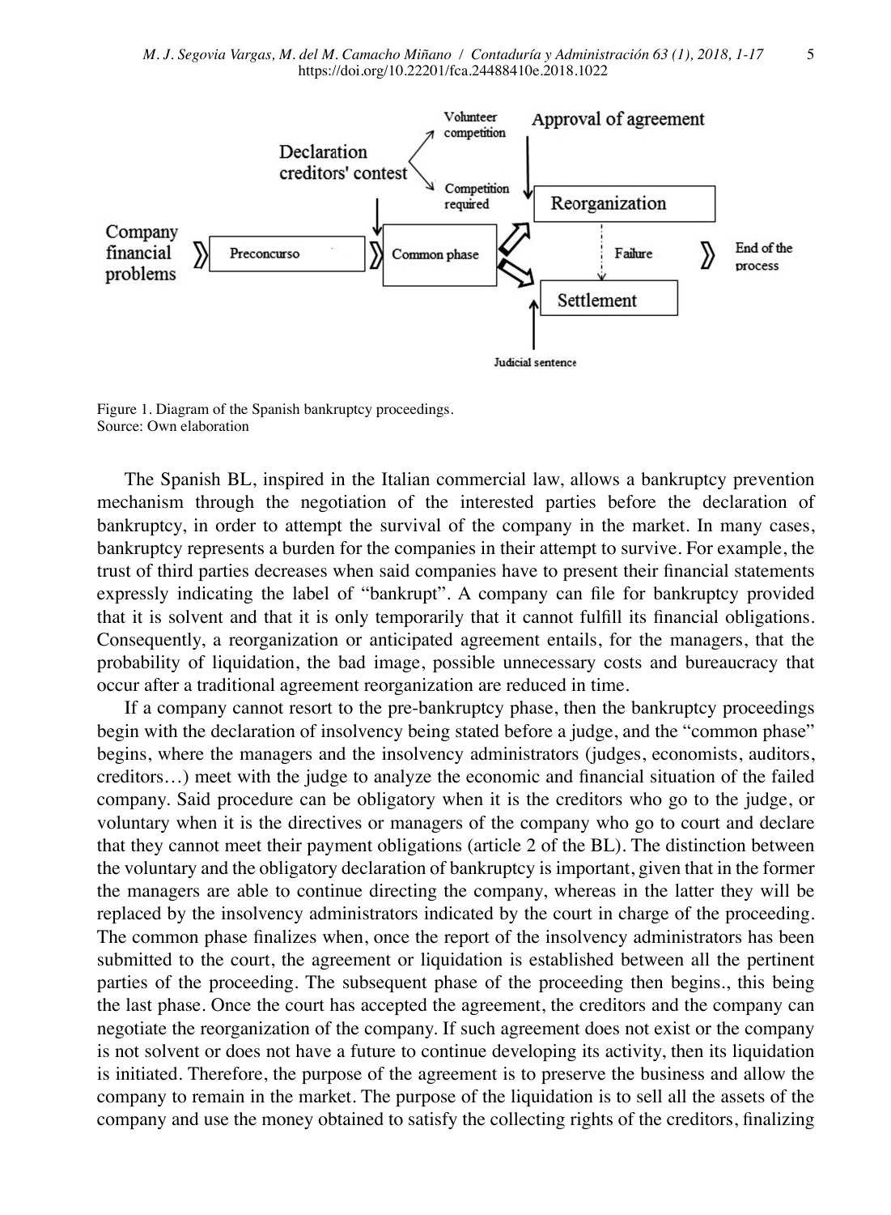Figure 1. Diagram of the Spanish bankruptcy proceedings.
Source: Own elaboration

The Spanish BL, inspired in the Italian commercial law, allows a bankruptcy prevention mechanism through the negotiation of the interested parties before the declaration of bankruptcy, in order to attempt the survival of the company in the market. In many cases, bankruptcy represents a burden for the companies in their attempt to survive. For example, the trust of third parties decreases when said companies have to present their financial statements expressly indicating the label of "bankrupt". A company can file for bankruptcy provided that it is solvent and that it is only temporarily that it cannot fulfill its financial obligations. Consequently, a reorganization or anticipated agreement entails, for the managers, that the probability of liquidation, the bad image, possible unnecessary costs and bureaucracy that occur after a traditional agreement reorganization are reduced in time.

If a company cannot resort to the pre-bankruptcy phase, then the bankruptcy proceedings begin with the declaration of insolvency being stated before a judge, and the "common phase" begins, where the managers and the insolvency administrators (judges, economists, auditors, creditors…) meet with the judge to analyze the economic and financial situation of the failed company. Said procedure can be obligatory when it is the creditors who go to the judge, or voluntary when it is the directives or managers of the company who go to court and declare that they cannot meet their payment obligations (article 2 of the BL). The distinction between the voluntary and the obligatory declaration of bankruptcy is important, given that in the former the managers are able to continue directing the company, whereas in the latter they will be replaced by the insolvency administrators indicated by the court in charge of the proceeding. The common phase finalizes when, once the report of the insolvency administrators has been submitted to the court, the agreement or liquidation is established between all the pertinent parties of the proceeding. The subsequent phase of the proceeding then begins., this being the last phase. Once the court has accepted the agreement, the creditors and the company can negotiate the reorganization of the company. If such agreement does not exist or the company is not solvent or does not have a future to continue developing its activity, then its liquidation is initiated. Therefore, the purpose of the agreement is to preserve the business and allow the company to remain in the market. The purpose of the liquidation is to sell all the assets of the company and use the money obtained to satisfy the collecting rights of the creditors, finalizing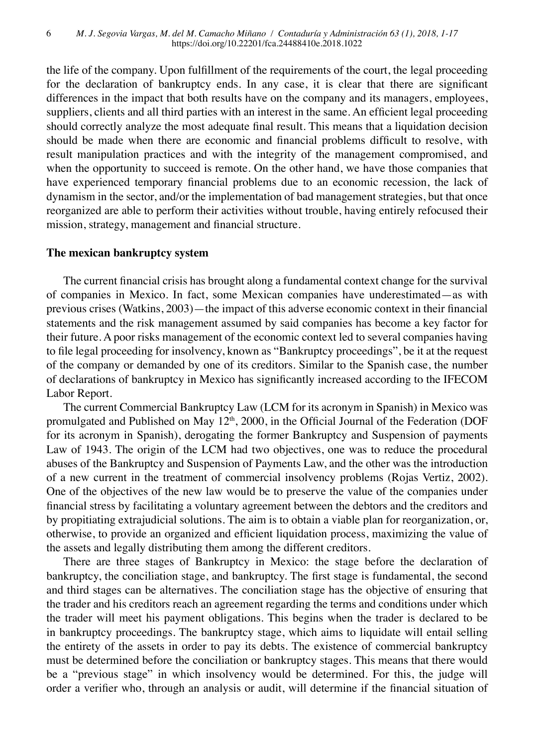the life of the company. Upon fulfillment of the requirements of the court, the legal proceeding for the declaration of bankruptcy ends. In any case, it is clear that there are significant differences in the impact that both results have on the company and its managers, employees, suppliers, clients and all third parties with an interest in the same. An efficient legal proceeding should correctly analyze the most adequate final result. This means that a liquidation decision should be made when there are economic and financial problems difficult to resolve, with result manipulation practices and with the integrity of the management compromised, and when the opportunity to succeed is remote. On the other hand, we have those companies that have experienced temporary financial problems due to an economic recession, the lack of dynamism in the sector, and/or the implementation of bad management strategies, but that once reorganized are able to perform their activities without trouble, having entirely refocused their mission, strategy, management and financial structure.

## The mexican bankruptcy system

The current financial crisis has brought along a fundamental context change for the survival of companies in Mexico. In fact, some Mexican companies have underestimated—as with previous crises (Watkins, 2003)—the impact of this adverse economic context in their financial statements and the risk management assumed by said companies has become a key factor for their future. A poor risks management of the economic context led to several companies having to file legal proceeding for insolvency, known as "Bankruptcy proceedings", be it at the request of the company or demanded by one of its creditors. Similar to the Spanish case, the number of declarations of bankruptcy in Mexico has significantly increased according to the IFECOM Labor Report.

The current Commercial Bankruptcy Law (LCM for its acronym in Spanish) in Mexico was promulgated and Published on May 12th, 2000, in the Official Journal of the Federation (DOF for its acronym in Spanish), derogating the former Bankruptcy and Suspension of payments Law of 1943. The origin of the LCM had two objectives, one was to reduce the procedural abuses of the Bankruptcy and Suspension of Payments Law, and the other was the introduction of a new current in the treatment of commercial insolvency problems (Rojas Vertiz, 2002). One of the objectives of the new law would be to preserve the value of the companies under financial stress by facilitating a voluntary agreement between the debtors and the creditors and by propitiating extrajudicial solutions. The aim is to obtain a viable plan for reorganization, or, otherwise, to provide an organized and efficient liquidation process, maximizing the value of the assets and legally distributing them among the different creditors.

There are three stages of Bankruptcy in Mexico: the stage before the declaration of bankruptcy, the conciliation stage, and bankruptcy. The first stage is fundamental, the second and third stages can be alternatives. The conciliation stage has the objective of ensuring that the trader and his creditors reach an agreement regarding the terms and conditions under which the trader will meet his payment obligations. This begins when the trader is declared to be in bankruptcy proceedings. The bankruptcy stage, which aims to liquidate will entail selling the entirety of the assets in order to pay its debts. The existence of commercial bankruptcy must be determined before the conciliation or bankruptcy stages. This means that there would be a "previous stage" in which insolvency would be determined. For this, the judge will order a verifier who, through an analysis or audit, will determine if the financial situation of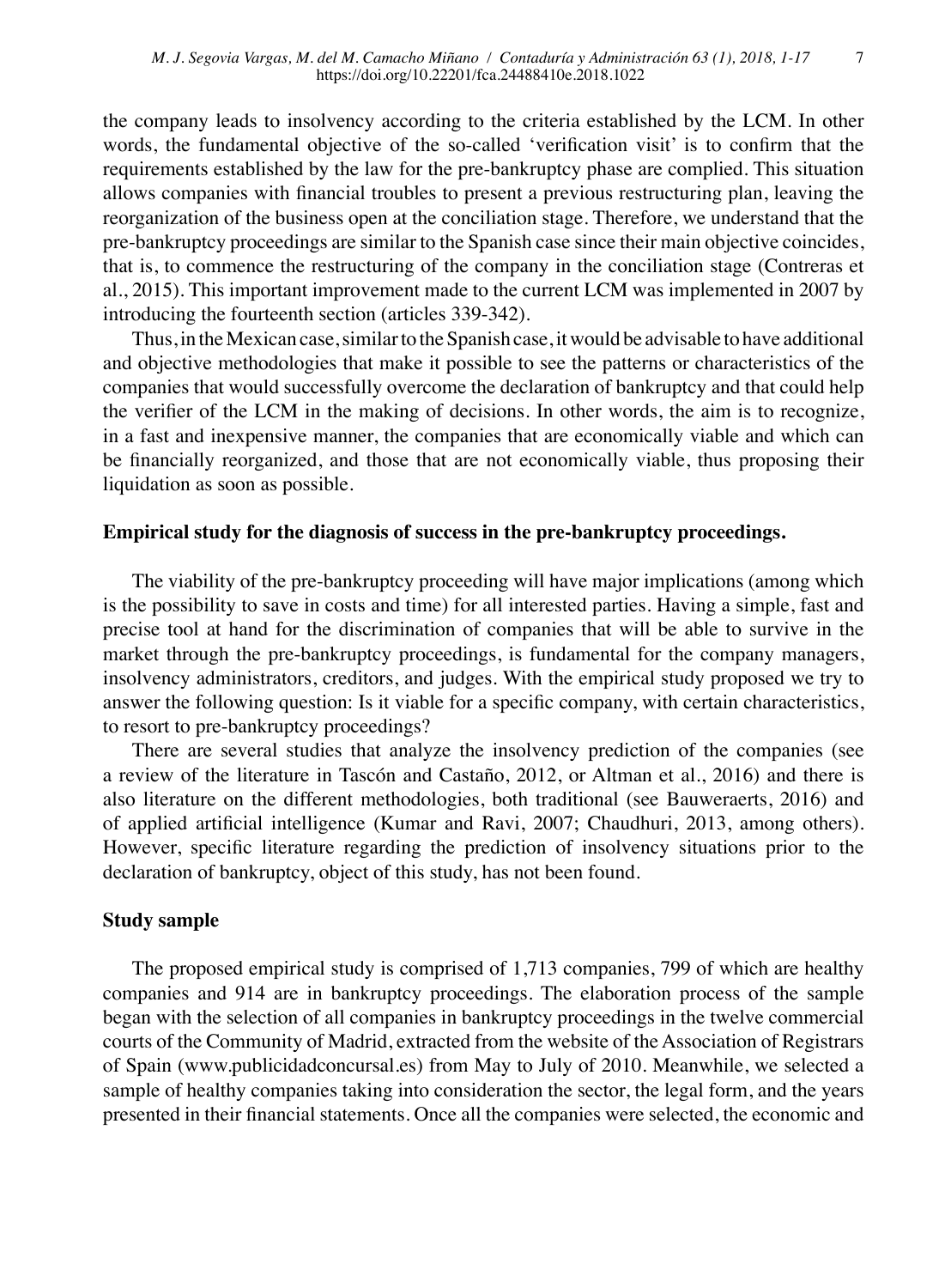the company leads to insolvency according to the criteria established by the LCM. In other words, the fundamental objective of the so-called 'verification visit' is to confirm that the requirements established by the law for the pre-bankruptcy phase are complied. This situation allows companies with financial troubles to present a previous restructuring plan, leaving the reorganization of the business open at the conciliation stage. Therefore, we understand that the pre-bankruptcy proceedings are similar to the Spanish case since their main objective coincides, that is, to commence the restructuring of the company in the conciliation stage (Contreras et al., 2015). This important improvement made to the current LCM was implemented in 2007 by introducing the fourteenth section (articles 339-342).

Thus, in the Mexican case, similar to the Spanish case, it would be advisable to have additional and objective methodologies that make it possible to see the patterns or characteristics of the companies that would successfully overcome the declaration of bankruptcy and that could help the verifier of the LCM in the making of decisions. In other words, the aim is to recognize, in a fast and inexpensive manner, the companies that are economically viable and which can be financially reorganized, and those that are not economically viable, thus proposing their liquidation as soon as possible.

## Empirical study for the diagnosis of success in the pre-bankruptcy proceedings.

The viability of the pre-bankruptcy proceeding will have major implications (among which is the possibility to save in costs and time) for all interested parties. Having a simple, fast and precise tool at hand for the discrimination of companies that will be able to survive in the market through the pre-bankruptcy proceedings, is fundamental for the company managers, insolvency administrators, creditors, and judges. With the empirical study proposed we try to answer the following question: Is it viable for a specific company, with certain characteristics, to resort to pre-bankruptcy proceedings?

There are several studies that analyze the insolvency prediction of the companies (see a review of the literature in Tascón and Castaño, 2012, or Altman et al., 2016) and there is also literature on the different methodologies, both traditional (see Bauweraerts, 2016) and of applied artificial intelligence (Kumar and Ravi, 2007; Chaudhuri, 2013, among others). However, specific literature regarding the prediction of insolvency situations prior to the declaration of bankruptcy, object of this study, has not been found.

## Study sample

The proposed empirical study is comprised of 1,713 companies, 799 of which are healthy companies and 914 are in bankruptcy proceedings. The elaboration process of the sample began with the selection of all companies in bankruptcy proceedings in the twelve commercial courts of the Community of Madrid, extracted from the website of the Association of Registrars of Spain (www.publicidadconcursal.es) from May to July of 2010. Meanwhile, we selected a sample of healthy companies taking into consideration the sector, the legal form, and the years presented in their financial statements. Once all the companies were selected, the economic and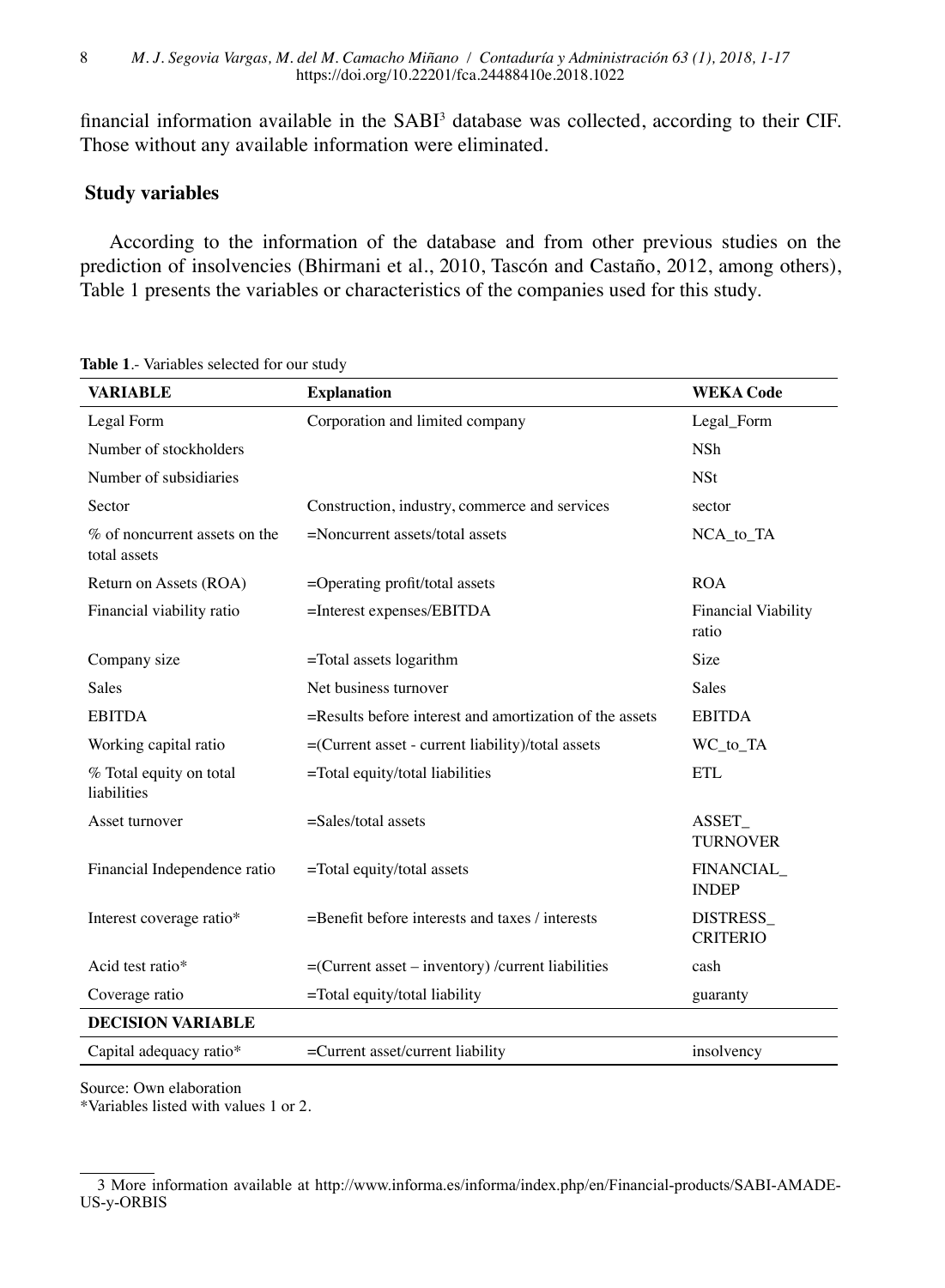financial information available in the SABI[3] database was collected, according to their CIF. Those without any available information were eliminated.

## Study variables

According to the information of the database and from other previous studies on the prediction of insolvencies (Bhirmani et al., 2010, Tascón and Castaño, 2012, among others), Table 1 presents the variables or characteristics of the companies used for this study.

**Table 1**.- Variables selected for our study

| VARIABLE | Explanation | WEKA Code |
|---|---|---|
| Legal Form | Corporation and limited company | Legal_Form |
| Number of stockholders | | NSh |
| Number of subsidiaries | | NSt |
| Sector | Construction, industry, commerce and services | sector |
| % of noncurrent assets on the total assets | =Noncurrent assets/total assets | NCA_to_TA |
| Return on Assets (ROA) | =Operating profit/total assets | ROA |
| Financial viability ratio | =Interest expenses/EBITDA | Financial Viability ratio |
| Company size | =Total assets logarithm | Size |
| Sales | Net business turnover | Sales |
| EBITDA | =Results before interest and amortization of the assets | EBITDA |
| Working capital ratio | =(Current asset - current liability)/total assets | WC_to_TA |
| % Total equity on total liabilities | =Total equity/total liabilities | ETL |
| Asset turnover | =Sales/total assets | ASSET_ TURNOVER |
| Financial Independence ratio | =Total equity/total assets | FINANCIAL_ INDEP |
| Interest coverage ratio* | =Benefit before interests and taxes / interests | DISTRESS_ CRITERIO |
| Acid test ratio* | =(Current asset – inventory) /current liabilities | cash |
| Coverage ratio | =Total equity/total liability | guaranty |
| **DECISION VARIABLE** | | |
| Capital adequacy ratio* | =Current asset/current liability | insolvency |

Source: Own elaboration

*Variables listed with values 1 or 2.

3 More information available at http://www.informa.es/informa/index.php/en/Financial-products/SABI-AMADE-US-y-ORBIS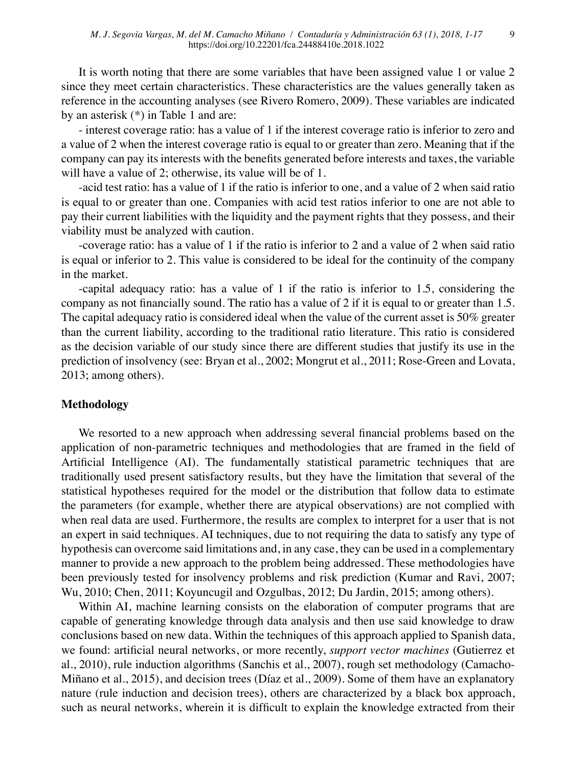It is worth noting that there are some variables that have been assigned value 1 or value 2 since they meet certain characteristics. These characteristics are the values generally taken as reference in the accounting analyses (see Rivero Romero, 2009). These variables are indicated by an asterisk (*) in Table 1 and are:

- interest coverage ratio: has a value of 1 if the interest coverage ratio is inferior to zero and a value of 2 when the interest coverage ratio is equal to or greater than zero. Meaning that if the company can pay its interests with the benefits generated before interests and taxes, the variable will have a value of 2; otherwise, its value will be of 1.

-acid test ratio: has a value of 1 if the ratio is inferior to one, and a value of 2 when said ratio is equal to or greater than one. Companies with acid test ratios inferior to one are not able to pay their current liabilities with the liquidity and the payment rights that they possess, and their viability must be analyzed with caution.

-coverage ratio: has a value of 1 if the ratio is inferior to 2 and a value of 2 when said ratio is equal or inferior to 2. This value is considered to be ideal for the continuity of the company in the market.

-capital adequacy ratio: has a value of 1 if the ratio is inferior to 1.5, considering the company as not financially sound. The ratio has a value of 2 if it is equal to or greater than 1.5. The capital adequacy ratio is considered ideal when the value of the current asset is 50% greater than the current liability, according to the traditional ratio literature. This ratio is considered as the decision variable of our study since there are different studies that justify its use in the prediction of insolvency (see: Bryan et al., 2002; Mongrut et al., 2011; Rose-Green and Lovata, 2013; among others).

## Methodology

We resorted to a new approach when addressing several financial problems based on the application of non-parametric techniques and methodologies that are framed in the field of Artificial Intelligence (AI). The fundamentally statistical parametric techniques that are traditionally used present satisfactory results, but they have the limitation that several of the statistical hypotheses required for the model or the distribution that follow data to estimate the parameters (for example, whether there are atypical observations) are not complied with when real data are used. Furthermore, the results are complex to interpret for a user that is not an expert in said techniques. AI techniques, due to not requiring the data to satisfy any type of hypothesis can overcome said limitations and, in any case, they can be used in a complementary manner to provide a new approach to the problem being addressed. These methodologies have been previously tested for insolvency problems and risk prediction (Kumar and Ravi, 2007; Wu, 2010; Chen, 2011; Koyuncugil and Ozgulbas, 2012; Du Jardin, 2015; among others).

Within AI, machine learning consists on the elaboration of computer programs that are capable of generating knowledge through data analysis and then use said knowledge to draw conclusions based on new data. Within the techniques of this approach applied to Spanish data, we found: artificial neural networks, or more recently, *support vector machines* (Gutierrez et al., 2010), rule induction algorithms (Sanchis et al., 2007), rough set methodology (Camacho-Miñano et al., 2015), and decision trees (Díaz et al., 2009). Some of them have an explanatory nature (rule induction and decision trees), others are characterized by a black box approach, such as neural networks, wherein it is difficult to explain the knowledge extracted from their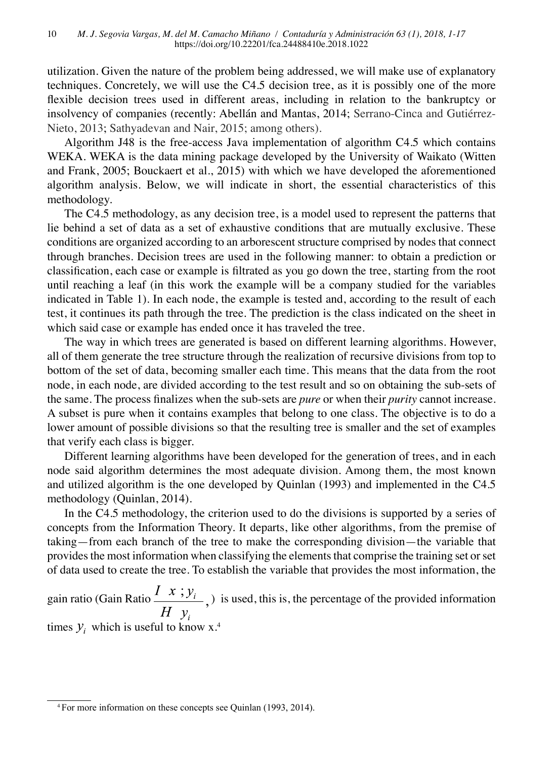utilization. Given the nature of the problem being addressed, we will make use of explanatory techniques. Concretely, we will use the C4.5 decision tree, as it is possibly one of the more flexible decision trees used in different areas, including in relation to the bankruptcy or insolvency of companies (recently: Abellán and Mantas, 2014; Serrano-Cinca and Gutiérrez-Nieto, 2013; Sathyadevan and Nair, 2015; among others).

Algorithm J48 is the free-access Java implementation of algorithm C4.5 which contains WEKA. WEKA is the data mining package developed by the University of Waikato (Witten and Frank, 2005; Bouckaert et al., 2015) with which we have developed the aforementioned algorithm analysis. Below, we will indicate in short, the essential characteristics of this methodology.

The C4.5 methodology, as any decision tree, is a model used to represent the patterns that lie behind a set of data as a set of exhaustive conditions that are mutually exclusive. These conditions are organized according to an arborescent structure comprised by nodes that connect through branches. Decision trees are used in the following manner: to obtain a prediction or classification, each case or example is filtrated as you go down the tree, starting from the root until reaching a leaf (in this work the example will be a company studied for the variables indicated in Table 1). In each node, the example is tested and, according to the result of each test, it continues its path through the tree. The prediction is the class indicated on the sheet in which said case or example has ended once it has traveled the tree.

The way in which trees are generated is based on different learning algorithms. However, all of them generate the tree structure through the realization of recursive divisions from top to bottom of the set of data, becoming smaller each time. This means that the data from the root node, in each node, are divided according to the test result and so on obtaining the sub-sets of the same. The process finalizes when the sub-sets are *pure* or when their *purity* cannot increase. A subset is pure when it contains examples that belong to one class. The objective is to do a lower amount of possible divisions so that the resulting tree is smaller and the set of examples that verify each class is bigger.

Different learning algorithms have been developed for the generation of trees, and in each node said algorithm determines the most adequate division. Among them, the most known and utilized algorithm is the one developed by Quinlan (1993) and implemented in the C4.5 methodology (Quinlan, 2014).

In the C4.5 methodology, the criterion used to do the divisions is supported by a series of concepts from the Information Theory. It departs, like other algorithms, from the premise of taking—from each branch of the tree to make the corresponding division—the variable that provides the most information when classifying the elements that comprise the training set or set of data used to create the tree. To establish the variable that provides the most information, the gain ratio (Gain Ratio $\frac{I\ x\ ;y_i}{H\ \ y_i}$, ) is used, this is, the percentage of the provided information times $y_i$ which is useful to know x.[4]

[4] For more information on these concepts see Quinlan (1993, 2014).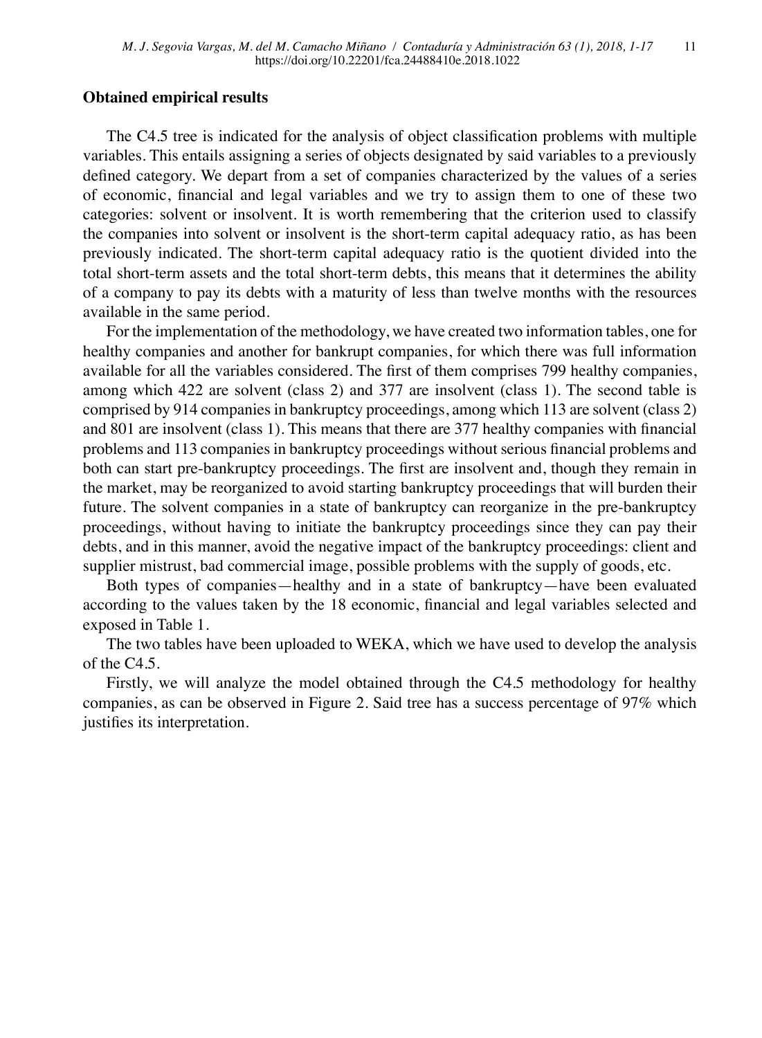## Obtained empirical results

The C4.5 tree is indicated for the analysis of object classification problems with multiple variables. This entails assigning a series of objects designated by said variables to a previously defined category. We depart from a set of companies characterized by the values of a series of economic, financial and legal variables and we try to assign them to one of these two categories: solvent or insolvent. It is worth remembering that the criterion used to classify the companies into solvent or insolvent is the short-term capital adequacy ratio, as has been previously indicated. The short-term capital adequacy ratio is the quotient divided into the total short-term assets and the total short-term debts, this means that it determines the ability of a company to pay its debts with a maturity of less than twelve months with the resources available in the same period.

For the implementation of the methodology, we have created two information tables, one for healthy companies and another for bankrupt companies, for which there was full information available for all the variables considered. The first of them comprises 799 healthy companies, among which 422 are solvent (class 2) and 377 are insolvent (class 1). The second table is comprised by 914 companies in bankruptcy proceedings, among which 113 are solvent (class 2) and 801 are insolvent (class 1). This means that there are 377 healthy companies with financial problems and 113 companies in bankruptcy proceedings without serious financial problems and both can start pre-bankruptcy proceedings. The first are insolvent and, though they remain in the market, may be reorganized to avoid starting bankruptcy proceedings that will burden their future. The solvent companies in a state of bankruptcy can reorganize in the pre-bankruptcy proceedings, without having to initiate the bankruptcy proceedings since they can pay their debts, and in this manner, avoid the negative impact of the bankruptcy proceedings: client and supplier mistrust, bad commercial image, possible problems with the supply of goods, etc.

Both types of companies—healthy and in a state of bankruptcy—have been evaluated according to the values taken by the 18 economic, financial and legal variables selected and exposed in Table 1.

The two tables have been uploaded to WEKA, which we have used to develop the analysis of the C4.5.

Firstly, we will analyze the model obtained through the C4.5 methodology for healthy companies, as can be observed in Figure 2. Said tree has a success percentage of 97% which justifies its interpretation.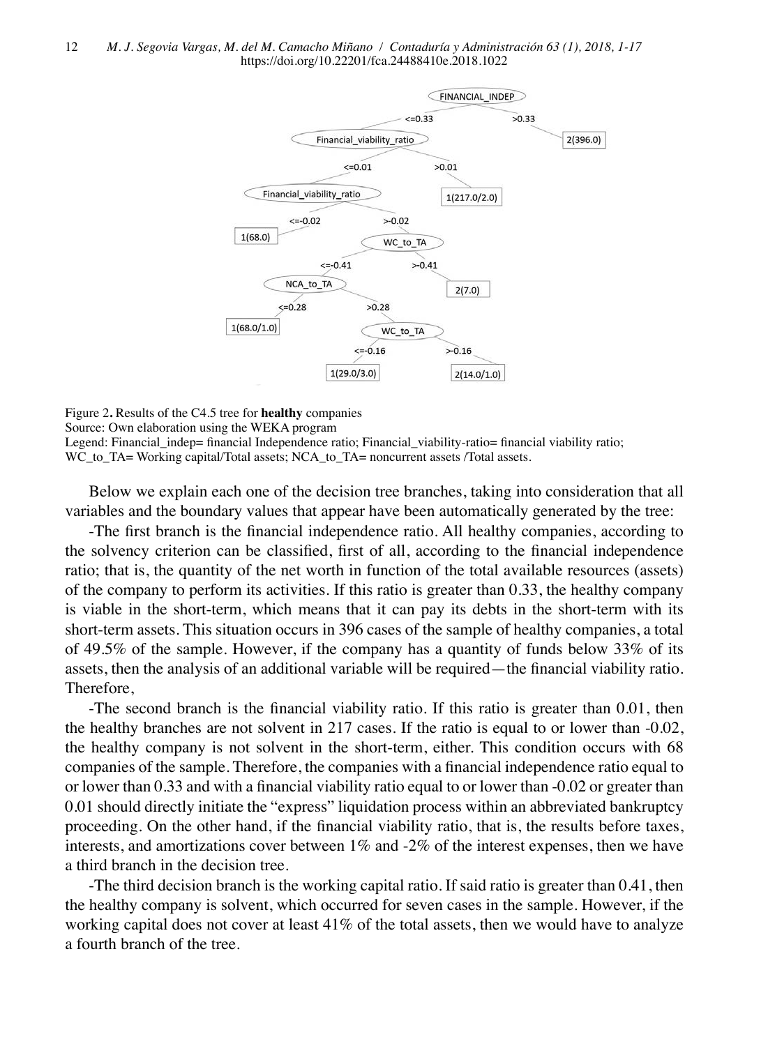Figure 2**.** Results of the C4.5 tree for **healthy** companies

Source: Own elaboration using the WEKA program

Legend: Financial_indep= financial Independence ratio; Financial_viability-ratio= financial viability ratio; WC_to_TA= Working capital/Total assets; NCA_to_TA= noncurrent assets /Total assets.

Below we explain each one of the decision tree branches, taking into consideration that all variables and the boundary values that appear have been automatically generated by the tree:

-The first branch is the financial independence ratio. All healthy companies, according to the solvency criterion can be classified, first of all, according to the financial independence ratio; that is, the quantity of the net worth in function of the total available resources (assets) of the company to perform its activities. If this ratio is greater than 0.33, the healthy company is viable in the short-term, which means that it can pay its debts in the short-term with its short-term assets. This situation occurs in 396 cases of the sample of healthy companies, a total of 49.5% of the sample. However, if the company has a quantity of funds below 33% of its assets, then the analysis of an additional variable will be required—the financial viability ratio. Therefore,

-The second branch is the financial viability ratio. If this ratio is greater than 0.01, then the healthy branches are not solvent in 217 cases. If the ratio is equal to or lower than -0.02, the healthy company is not solvent in the short-term, either. This condition occurs with 68 companies of the sample. Therefore, the companies with a financial independence ratio equal to or lower than 0.33 and with a financial viability ratio equal to or lower than -0.02 or greater than 0.01 should directly initiate the "express" liquidation process within an abbreviated bankruptcy proceeding. On the other hand, if the financial viability ratio, that is, the results before taxes, interests, and amortizations cover between 1% and -2% of the interest expenses, then we have a third branch in the decision tree.

-The third decision branch is the working capital ratio. If said ratio is greater than 0.41, then the healthy company is solvent, which occurred for seven cases in the sample. However, if the working capital does not cover at least 41% of the total assets, then we would have to analyze a fourth branch of the tree.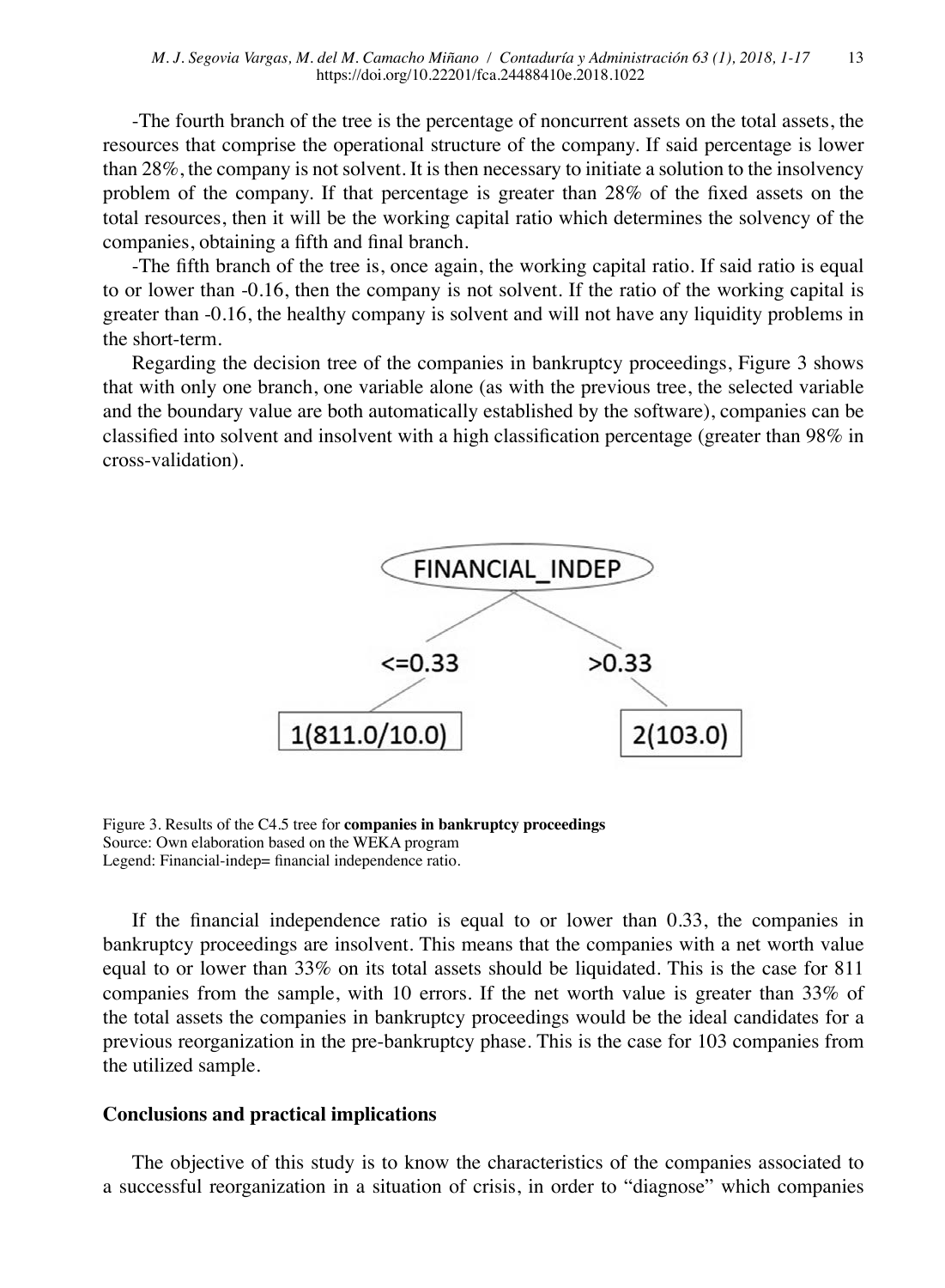-The fourth branch of the tree is the percentage of noncurrent assets on the total assets, the resources that comprise the operational structure of the company. If said percentage is lower than 28%, the company is not solvent. It is then necessary to initiate a solution to the insolvency problem of the company. If that percentage is greater than 28% of the fixed assets on the total resources, then it will be the working capital ratio which determines the solvency of the companies, obtaining a fifth and final branch.

-The fifth branch of the tree is, once again, the working capital ratio. If said ratio is equal to or lower than -0.16, then the company is not solvent. If the ratio of the working capital is greater than -0.16, the healthy company is solvent and will not have any liquidity problems in the short-term.

Regarding the decision tree of the companies in bankruptcy proceedings, Figure 3 shows that with only one branch, one variable alone (as with the previous tree, the selected variable and the boundary value are both automatically established by the software), companies can be classified into solvent and insolvent with a high classification percentage (greater than 98% in cross-validation).

FINANCIAL_INDEP

<=0.33 → 1(811.0/10.0)

>0.33 → 2(103.0)

Figure 3. Results of the C4.5 tree for **companies in bankruptcy proceedings**
Source: Own elaboration based on the WEKA program
Legend: Financial-indep= financial independence ratio.

If the financial independence ratio is equal to or lower than 0.33, the companies in bankruptcy proceedings are insolvent. This means that the companies with a net worth value equal to or lower than 33% on its total assets should be liquidated. This is the case for 811 companies from the sample, with 10 errors. If the net worth value is greater than 33% of the total assets the companies in bankruptcy proceedings would be the ideal candidates for a previous reorganization in the pre-bankruptcy phase. This is the case for 103 companies from the utilized sample.

## Conclusions and practical implications

The objective of this study is to know the characteristics of the companies associated to a successful reorganization in a situation of crisis, in order to "diagnose" which companies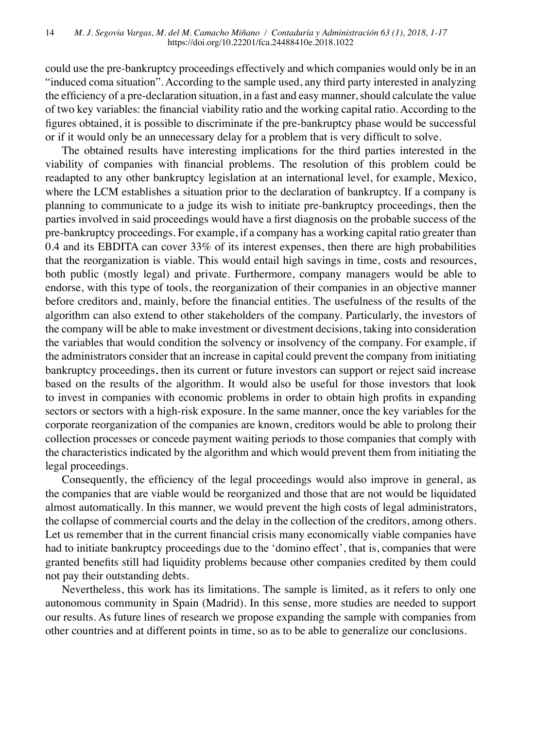could use the pre-bankruptcy proceedings effectively and which companies would only be in an "induced coma situation". According to the sample used, any third party interested in analyzing the efficiency of a pre-declaration situation, in a fast and easy manner, should calculate the value of two key variables: the financial viability ratio and the working capital ratio. According to the figures obtained, it is possible to discriminate if the pre-bankruptcy phase would be successful or if it would only be an unnecessary delay for a problem that is very difficult to solve.

The obtained results have interesting implications for the third parties interested in the viability of companies with financial problems. The resolution of this problem could be readapted to any other bankruptcy legislation at an international level, for example, Mexico, where the LCM establishes a situation prior to the declaration of bankruptcy. If a company is planning to communicate to a judge its wish to initiate pre-bankruptcy proceedings, then the parties involved in said proceedings would have a first diagnosis on the probable success of the pre-bankruptcy proceedings. For example, if a company has a working capital ratio greater than 0.4 and its EBDITA can cover 33% of its interest expenses, then there are high probabilities that the reorganization is viable. This would entail high savings in time, costs and resources, both public (mostly legal) and private. Furthermore, company managers would be able to endorse, with this type of tools, the reorganization of their companies in an objective manner before creditors and, mainly, before the financial entities. The usefulness of the results of the algorithm can also extend to other stakeholders of the company. Particularly, the investors of the company will be able to make investment or divestment decisions, taking into consideration the variables that would condition the solvency or insolvency of the company. For example, if the administrators consider that an increase in capital could prevent the company from initiating bankruptcy proceedings, then its current or future investors can support or reject said increase based on the results of the algorithm. It would also be useful for those investors that look to invest in companies with economic problems in order to obtain high profits in expanding sectors or sectors with a high-risk exposure. In the same manner, once the key variables for the corporate reorganization of the companies are known, creditors would be able to prolong their collection processes or concede payment waiting periods to those companies that comply with the characteristics indicated by the algorithm and which would prevent them from initiating the legal proceedings.

Consequently, the efficiency of the legal proceedings would also improve in general, as the companies that are viable would be reorganized and those that are not would be liquidated almost automatically. In this manner, we would prevent the high costs of legal administrators, the collapse of commercial courts and the delay in the collection of the creditors, among others. Let us remember that in the current financial crisis many economically viable companies have had to initiate bankruptcy proceedings due to the 'domino effect', that is, companies that were granted benefits still had liquidity problems because other companies credited by them could not pay their outstanding debts.

Nevertheless, this work has its limitations. The sample is limited, as it refers to only one autonomous community in Spain (Madrid). In this sense, more studies are needed to support our results. As future lines of research we propose expanding the sample with companies from other countries and at different points in time, so as to be able to generalize our conclusions.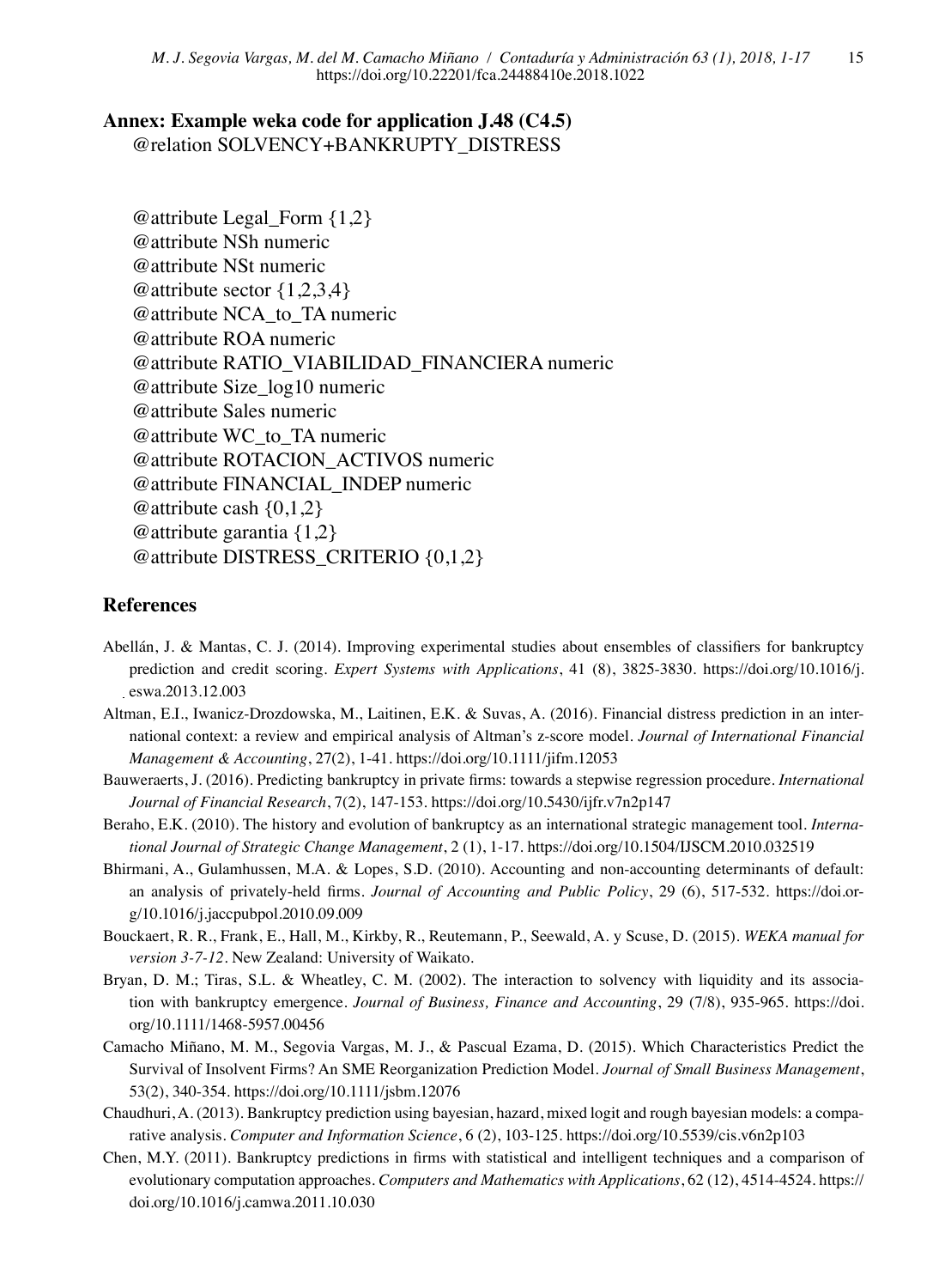## Annex: Example weka code for application J.48 (C4.5)

```
@relation SOLVENCY+BANKRUPTY_DISTRESS

@attribute Legal_Form {1,2}
@attribute NSh numeric
@attribute NSt numeric
@attribute sector {1,2,3,4}
@attribute NCA_to_TA numeric
@attribute ROA numeric
@attribute RATIO_VIABILIDAD_FINANCIERA numeric
@attribute Size_log10 numeric
@attribute Sales numeric
@attribute WC_to_TA numeric
@attribute ROTACION_ACTIVOS numeric
@attribute FINANCIAL_INDEP numeric
@attribute cash {0,1,2}
@attribute garantia {1,2}
@attribute DISTRESS_CRITERIO {0,1,2}
```

## References

Abellán, J. & Mantas, C. J. (2014). Improving experimental studies about ensembles of classifiers for bankruptcy prediction and credit scoring. *Expert Systems with Applications*, 41 (8), 3825-3830. https://doi.org/10.1016/j.eswa.2013.12.003

Altman, E.I., Iwanicz-Drozdowska, M., Laitinen, E.K. & Suvas, A. (2016). Financial distress prediction in an international context: a review and empirical analysis of Altman's z-score model. *Journal of International Financial Management & Accounting*, 27(2), 1-41. https://doi.org/10.1111/jifm.12053

Bauweraerts, J. (2016). Predicting bankruptcy in private firms: towards a stepwise regression procedure. *International Journal of Financial Research*, 7(2), 147-153. https://doi.org/10.5430/ijfr.v7n2p147

Beraho, E.K. (2010). The history and evolution of bankruptcy as an international strategic management tool. *International Journal of Strategic Change Management*, 2 (1), 1-17. https://doi.org/10.1504/IJSCM.2010.032519

Bhirmani, A., Gulamhussen, M.A. & Lopes, S.D. (2010). Accounting and non-accounting determinants of default: an analysis of privately-held firms. *Journal of Accounting and Public Policy*, 29 (6), 517-532. https://doi.org/10.1016/j.jaccpubpol.2010.09.009

Bouckaert, R. R., Frank, E., Hall, M., Kirkby, R., Reutemann, P., Seewald, A. y Scuse, D. (2015). *WEKA manual for version 3-7-12*. New Zealand: University of Waikato.

Bryan, D. M.; Tiras, S.L. & Wheatley, C. M. (2002). The interaction to solvency with liquidity and its association with bankruptcy emergence. *Journal of Business, Finance and Accounting*, 29 (7/8), 935-965. https://doi.org/10.1111/1468-5957.00456

Camacho Miñano, M. M., Segovia Vargas, M. J., & Pascual Ezama, D. (2015). Which Characteristics Predict the Survival of Insolvent Firms? An SME Reorganization Prediction Model. *Journal of Small Business Management*, 53(2), 340-354. https://doi.org/10.1111/jsbm.12076

Chaudhuri, A. (2013). Bankruptcy prediction using bayesian, hazard, mixed logit and rough bayesian models: a comparative analysis. *Computer and Information Science*, 6 (2), 103-125. https://doi.org/10.5539/cis.v6n2p103

Chen, M.Y. (2011). Bankruptcy predictions in firms with statistical and intelligent techniques and a comparison of evolutionary computation approaches. *Computers and Mathematics with Applications*, 62 (12), 4514-4524. https://doi.org/10.1016/j.camwa.2011.10.030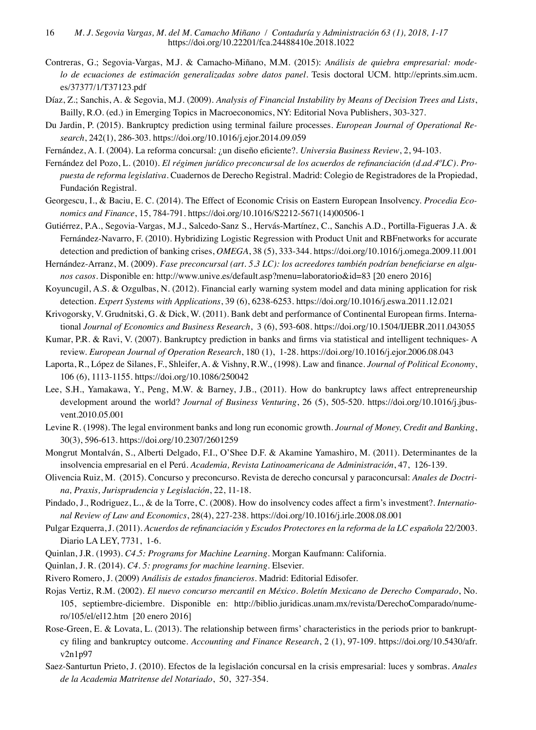Contreras, G.; Segovia-Vargas, M.J. & Camacho-Miñano, M.M. (2015): *Análisis de quiebra empresarial: modelo de ecuaciones de estimación generalizadas sobre datos panel*. Tesis doctoral UCM. http://eprints.sim.ucm.es/37377/1/T37123.pdf

Díaz, Z.; Sanchis, A. & Segovia, M.J. (2009). *Analysis of Financial Instability by Means of Decision Trees and Lists*, Bailly, R.O. (ed.) in Emerging Topics in Macroeconomics, NY: Editorial Nova Publishers, 303-327.

Du Jardin, P. (2015). Bankruptcy prediction using terminal failure processes. *European Journal of Operational Research*, 242(1), 286-303. https://doi.org/10.1016/j.ejor.2014.09.059

Fernández, A. I. (2004). La reforma concursal: ¿un diseño eficiente?. *Universia Business Review*, 2, 94-103.

Fernández del Pozo, L. (2010). *El régimen jurídico preconcursal de los acuerdos de refinanciación (d.ad.4ºLC). Propuesta de reforma legislativa*. Cuadernos de Derecho Registral. Madrid: Colegio de Registradores de la Propiedad, Fundación Registral.

Georgescu, I., & Baciu, E. C. (2014). The Effect of Economic Crisis on Eastern European Insolvency. *Procedia Economics and Finance*, 15, 784-791. https://doi.org/10.1016/S2212-5671(14)00506-1

Gutiérrez, P.A., Segovia-Vargas, M.J., Salcedo-Sanz S., Hervás-Martínez, C., Sanchis A.D., Portilla-Figueras J.A. & Fernández-Navarro, F. (2010). Hybridizing Logistic Regression with Product Unit and RBFnetworks for accurate detection and prediction of banking crises, *OMEGA*, 38 (5), 333-344. https://doi.org/10.1016/j.omega.2009.11.001

Hernández-Arranz, M. (2009). *Fase preconcursal (art. 5.3 LC): los acreedores también podrían beneficiarse en algunos casos*. Disponible en: http://www.unive.es/default.asp?menu=laboratorio&id=83 [20 enero 2016]

Koyuncugil, A.S. & Ozgulbas, N. (2012). Financial early warning system model and data mining application for risk detection. *Expert Systems with Applications*, 39 (6), 6238-6253. https://doi.org/10.1016/j.eswa.2011.12.021

Krivogorsky, V. Grudnitski, G. & Dick, W. (2011). Bank debt and performance of Continental European firms. International *Journal of Economics and Business Research*, 3 (6), 593-608. https://doi.org/10.1504/IJEBR.2011.043055

Kumar, P.R. & Ravi, V. (2007). Bankruptcy prediction in banks and firms via statistical and intelligent techniques- A review. *European Journal of Operation Research*, 180 (1), 1-28. https://doi.org/10.1016/j.ejor.2006.08.043

Laporta, R., López de Silanes, F., Shleifer, A. & Vishny, R.W., (1998). Law and finance. *Journal of Political Economy*, 106 (6), 1113-1155. https://doi.org/10.1086/250042

Lee, S.H., Yamakawa, Y., Peng, M.W. & Barney, J.B., (2011). How do bankruptcy laws affect entrepreneurship development around the world? *Journal of Business Venturing*, 26 (5), 505-520. https://doi.org/10.1016/j.jbusvent.2010.05.001

Levine R. (1998). The legal environment banks and long run economic growth. *Journal of Money, Credit and Banking*, 30(3), 596-613. https://doi.org/10.2307/2601259

Mongrut Montalván, S., Alberti Delgado, F.I., O'Shee D.F. & Akamine Yamashiro, M. (2011). Determinantes de la insolvencia empresarial en el Perú. *Academia, Revista Latinoamericana de Administración*, 47, 126-139.

Olivencia Ruiz, M. (2015). Concurso y preconcurso. Revista de derecho concursal y paraconcursal: *Anales de Doctrina, Praxis, Jurisprudencia y Legislación*, 22, 11-18.

Pindado, J., Rodriguez, L., & de la Torre, C. (2008). How do insolvency codes affect a firm's investment?. *International Review of Law and Economics*, 28(4), 227-238. https://doi.org/10.1016/j.irle.2008.08.001

Pulgar Ezquerra, J. (2011). *Acuerdos de refinanciación y Escudos Protectores en la reforma de la LC española* 22/2003. Diario LA LEY, 7731, 1-6.

Quinlan, J.R. (1993). *C4.5: Programs for Machine Learning*. Morgan Kaufmann: California.

Quinlan, J. R. (2014). *C4. 5: programs for machine learning*. Elsevier.

Rivero Romero, J. (2009) *Análisis de estados financieros*. Madrid: Editorial Edisofer.

Rojas Vertiz, R.M. (2002). *El nuevo concurso mercantil en México. Boletín Mexicano de Derecho Comparado*, No. 105, septiembre-diciembre. Disponible en: http://biblio.juridicas.unam.mx/revista/DerechoComparado/numero/105/el/el12.htm [20 enero 2016]

Rose-Green, E. & Lovata, L. (2013). The relationship between firms' characteristics in the periods prior to bankruptcy filing and bankruptcy outcome. *Accounting and Finance Research*, 2 (1), 97-109. https://doi.org/10.5430/afr.v2n1p97

Saez-Santurtun Prieto, J. (2010). Efectos de la legislación concursal en la crisis empresarial: luces y sombras. *Anales de la Academia Matritense del Notariado*, 50, 327-354.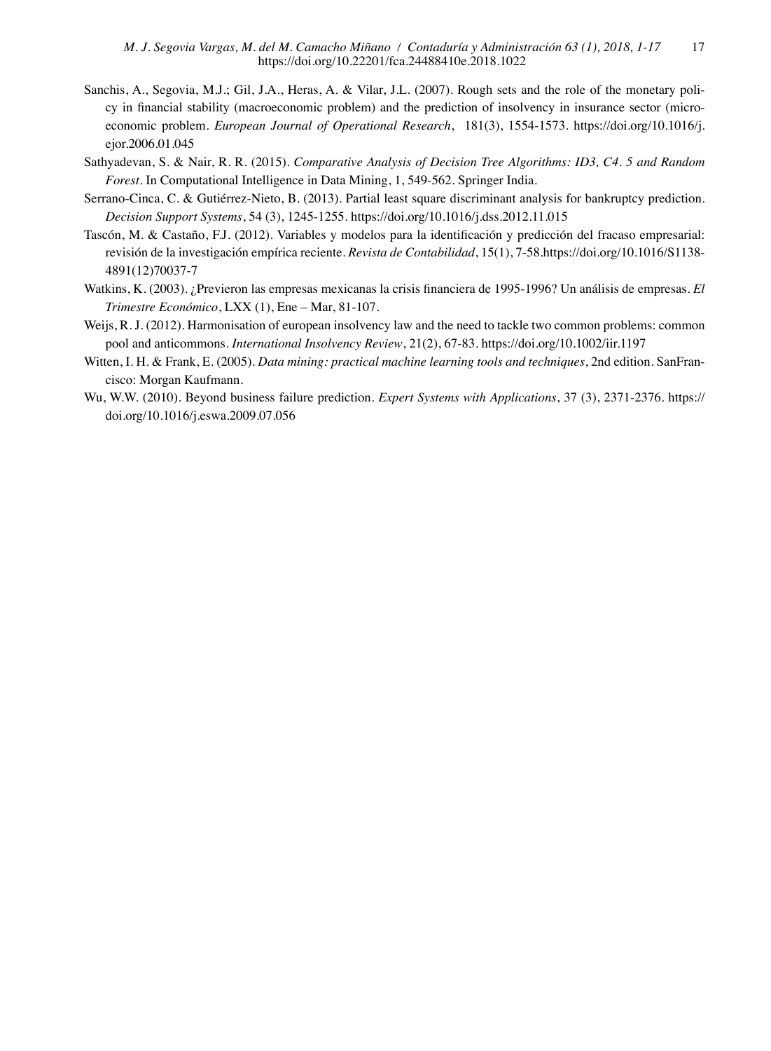Sanchis, A., Segovia, M.J.; Gil, J.A., Heras, A. & Vilar, J.L. (2007). Rough sets and the role of the monetary policy in financial stability (macroeconomic problem) and the prediction of insolvency in insurance sector (microeconomic problem. *European Journal of Operational Research*, 181(3), 1554-1573. https://doi.org/10.1016/j.ejor.2006.01.045

Sathyadevan, S. & Nair, R. R. (2015). *Comparative Analysis of Decision Tree Algorithms: ID3, C4. 5 and Random Forest*. In Computational Intelligence in Data Mining, 1, 549-562. Springer India.

Serrano-Cinca, C. & Gutiérrez-Nieto, B. (2013). Partial least square discriminant analysis for bankruptcy prediction. *Decision Support Systems*, 54 (3), 1245-1255. https://doi.org/10.1016/j.dss.2012.11.015

Tascón, M. & Castaño, F.J. (2012). Variables y modelos para la identificación y predicción del fracaso empresarial: revisión de la investigación empírica reciente. *Revista de Contabilidad*, 15(1), 7-58.https://doi.org/10.1016/S1138-4891(12)70037-7

Watkins, K. (2003). ¿Previeron las empresas mexicanas la crisis financiera de 1995-1996? Un análisis de empresas. *El Trimestre Económico*, LXX (1), Ene – Mar, 81-107.

Weijs, R. J. (2012). Harmonisation of european insolvency law and the need to tackle two common problems: common pool and anticommons. *International Insolvency Review*, 21(2), 67-83. https://doi.org/10.1002/iir.1197

Witten, I. H. & Frank, E. (2005). *Data mining: practical machine learning tools and techniques*, 2nd edition. SanFrancisco: Morgan Kaufmann.

Wu, W.W. (2010). Beyond business failure prediction. *Expert Systems with Applications*, 37 (3), 2371-2376. https://doi.org/10.1016/j.eswa.2009.07.056